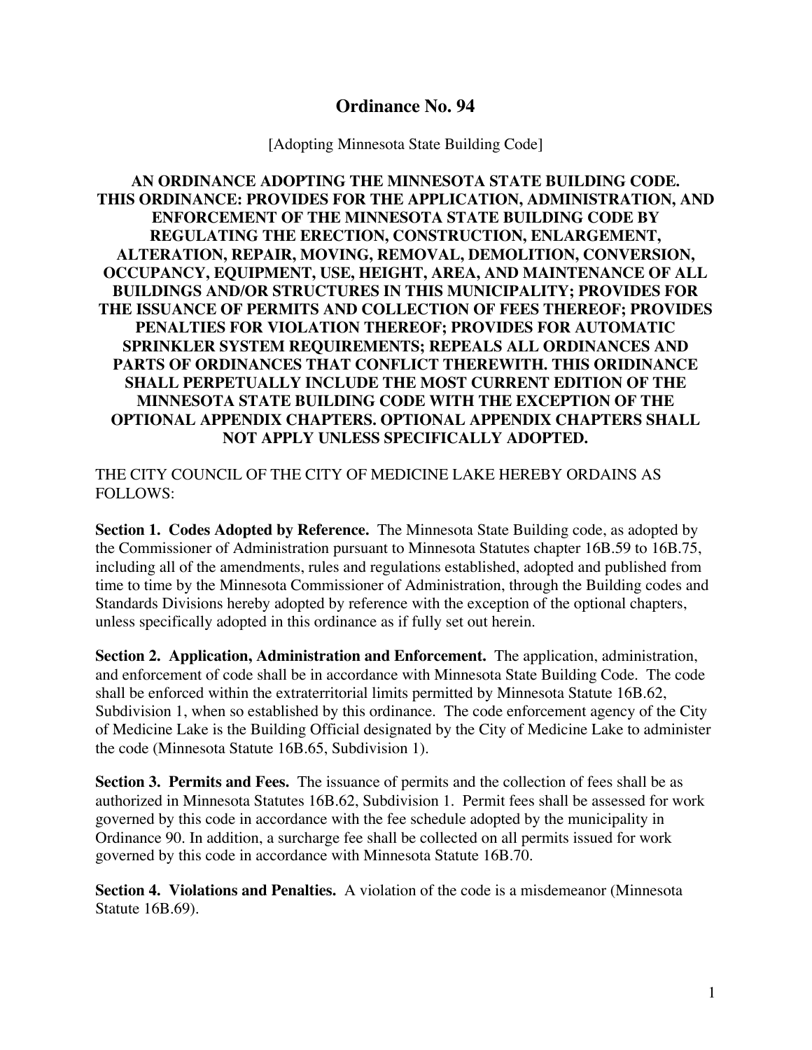# Ordinance No. 94

[Adopting Minnesota State Building Code]

**AN ORDINANCE ADOPTING THE MINNESOTA STATE BUILDING CODE. THIS ORDINANCE: PROVIDES FOR THE APPLICATION, ADMINISTRATION, AND ENFORCEMENT OF THE MINNESOTA STATE BUILDING CODE BY REGULATING THE ERECTION, CONSTRUCTION, ENLARGEMENT, ALTERATION, REPAIR, MOVING, REMOVAL, DEMOLITION, CONVERSION, OCCUPANCY, EQUIPMENT, USE, HEIGHT, AREA, AND MAINTENANCE OF ALL BUILDINGS AND/OR STRUCTURES IN THIS MUNICIPALITY; PROVIDES FOR THE ISSUANCE OF PERMITS AND COLLECTION OF FEES THEREOF; PROVIDES PENALTIES FOR VIOLATION THEREOF; PROVIDES FOR AUTOMATIC SPRINKLER SYSTEM REQUIREMENTS; REPEALS ALL ORDINANCES AND PARTS OF ORDINANCES THAT CONFLICT THEREWITH. THIS ORIDINANCE SHALL PERPETUALLY INCLUDE THE MOST CURRENT EDITION OF THE MINNESOTA STATE BUILDING CODE WITH THE EXCEPTION OF THE OPTIONAL APPENDIX CHAPTERS. OPTIONAL APPENDIX CHAPTERS SHALL NOT APPLY UNLESS SPECIFICALLY ADOPTED.**

THE CITY COUNCIL OF THE CITY OF MEDICINE LAKE HEREBY ORDAINS AS FOLLOWS:

**Section 1. Codes Adopted by Reference.** The Minnesota State Building code, as adopted by the Commissioner of Administration pursuant to Minnesota Statutes chapter 16B.59 to 16B.75, including all of the amendments, rules and regulations established, adopted and published from time to time by the Minnesota Commissioner of Administration, through the Building codes and Standards Divisions hereby adopted by reference with the exception of the optional chapters, unless specifically adopted in this ordinance as if fully set out herein.

**Section 2. Application, Administration and Enforcement.** The application, administration, and enforcement of code shall be in accordance with Minnesota State Building Code. The code shall be enforced within the extraterritorial limits permitted by Minnesota Statute 16B.62, Subdivision 1, when so established by this ordinance. The code enforcement agency of the City of Medicine Lake is the Building Official designated by the City of Medicine Lake to administer the code (Minnesota Statute 16B.65, Subdivision 1).

**Section 3. Permits and Fees.** The issuance of permits and the collection of fees shall be as authorized in Minnesota Statutes 16B.62, Subdivision 1. Permit fees shall be assessed for work governed by this code in accordance with the fee schedule adopted by the municipality in Ordinance 90. In addition, a surcharge fee shall be collected on all permits issued for work governed by this code in accordance with Minnesota Statute 16B.70.

**Section 4. Violations and Penalties.** A violation of the code is a misdemeanor (Minnesota Statute 16B.69).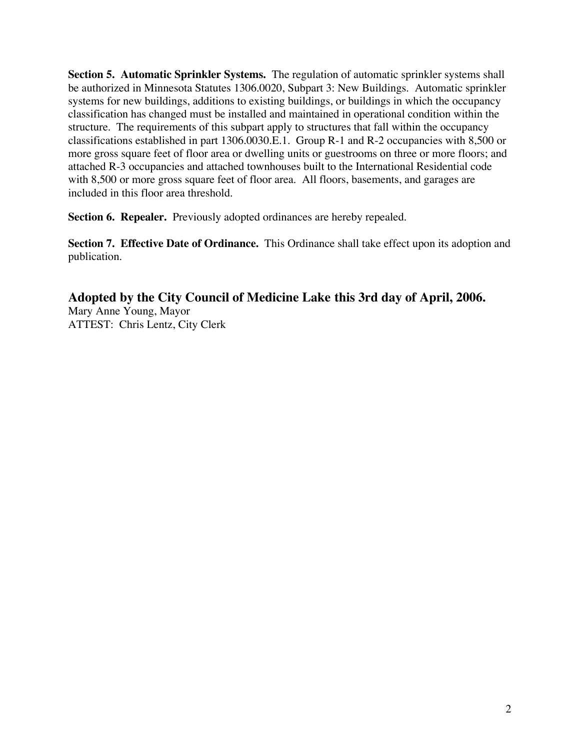**Section 5. Automatic Sprinkler Systems.** The regulation of automatic sprinkler systems shall be authorized in Minnesota Statutes 1306.0020, Subpart 3: New Buildings. Automatic sprinkler systems for new buildings, additions to existing buildings, or buildings in which the occupancy classification has changed must be installed and maintained in operational condition within the structure. The requirements of this subpart apply to structures that fall within the occupancy classifications established in part 1306.0030.E.1. Group R-1 and R-2 occupancies with 8,500 or more gross square feet of floor area or dwelling units or guestrooms on three or more floors; and attached R-3 occupancies and attached townhouses built to the International Residential code with 8,500 or more gross square feet of floor area. All floors, basements, and garages are included in this floor area threshold.

**Section 6. Repealer.** Previously adopted ordinances are hereby repealed.

**Section 7. Effective Date of Ordinance.** This Ordinance shall take effect upon its adoption and publication.

## Adopted by the City Council of Medicine Lake this 3rd day of April, 2006.

Mary Anne Young, Mayor
ATTEST: Chris Lentz, City Clerk